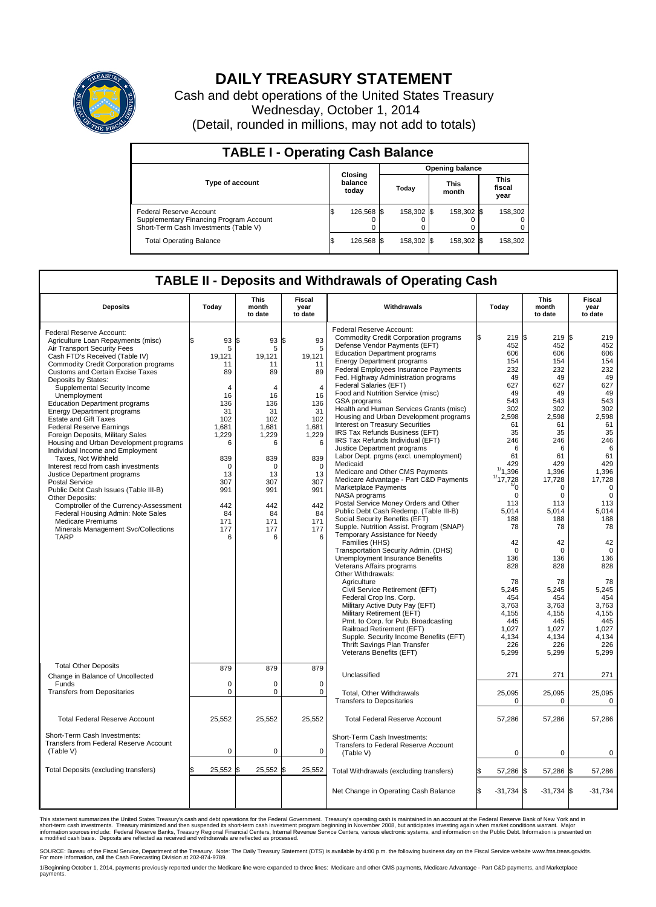# DAILY TREASURY STATEMENT

Cash and debt operations of the United States Treasury

Wednesday, October 1, 2014

(Detail, rounded in millions, may not add to totals)

## TABLE I - Operating Cash Balance

| Type of account | Closing balance today | Opening balance Today | Opening balance This month | Opening balance This fiscal year |
|---|---|---|---|---|
| Federal Reserve Account | $ 126,568 | $ 158,302 | $ 158,302 | $ 158,302 |
| Supplementary Financing Program Account | 0 | 0 | 0 | 0 |
| Short-Term Cash Investments (Table V) | 0 | 0 | 0 | 0 |
| Total Operating Balance | $ 126,568 | $ 158,302 | $ 158,302 | $ 158,302 |

## TABLE II - Deposits and Withdrawals of Operating Cash

| Deposits | Today | This month to date | Fiscal year to date |
|---|---|---|---|
| Federal Reserve Account: | | | |
| Agriculture Loan Repayments (misc) | $ 93 | $ 93 | $ 93 |
| Air Transport Security Fees | 5 | 5 | 5 |
| Cash FTD's Received (Table IV) | 19,121 | 19,121 | 19,121 |
| Commodity Credit Corporation programs | 11 | 11 | 11 |
| Customs and Certain Excise Taxes | 89 | 89 | 89 |
| Deposits by States: | | | |
| Supplemental Security Income | 4 | 4 | 4 |
| Unemployment | 16 | 16 | 16 |
| Education Department programs | 136 | 136 | 136 |
| Energy Department programs | 31 | 31 | 31 |
| Estate and Gift Taxes | 102 | 102 | 102 |
| Federal Reserve Earnings | 1,681 | 1,681 | 1,681 |
| Foreign Deposits, Military Sales | 1,229 | 1,229 | 1,229 |
| Housing and Urban Development programs | 6 | 6 | 6 |
| Individual Income and Employment Taxes, Not Withheld | 839 | 839 | 839 |
| Interest recd from cash investments | 0 | 0 | 0 |
| Justice Department programs | 13 | 13 | 13 |
| Postal Service | 307 | 307 | 307 |
| Public Debt Cash Issues (Table III-B) | 991 | 991 | 991 |
| Other Deposits: | | | |
| Comptroller of the Currency-Assessment | 442 | 442 | 442 |
| Federal Housing Admin: Note Sales | 84 | 84 | 84 |
| Medicare Premiums | 171 | 171 | 171 |
| Minerals Management Svc/Collections | 177 | 177 | 177 |
| TARP | 6 | 6 | 6 |
| Total Other Deposits | 879 | 879 | 879 |
| Change in Balance of Uncollected Funds | 0 | 0 | 0 |
| Transfers from Depositaries | 0 | 0 | 0 |
| Total Federal Reserve Account | 25,552 | 25,552 | 25,552 |
| Short-Term Cash Investments: | | | |
| Transfers from Federal Reserve Account (Table V) | 0 | 0 | 0 |
| Total Deposits (excluding transfers) | $ 25,552 | $ 25,552 | $ 25,552 |

| Withdrawals | Today | This month to date | Fiscal year to date |
|---|---|---|---|
| Federal Reserve Account: | | | |
| Commodity Credit Corporation programs | $ 219 | $ 219 | $ 219 |
| Defense Vendor Payments (EFT) | 452 | 452 | 452 |
| Education Department programs | 606 | 606 | 606 |
| Energy Department programs | 154 | 154 | 154 |
| Federal Employees Insurance Payments | 232 | 232 | 232 |
| Fed. Highway Administration programs | 49 | 49 | 49 |
| Federal Salaries (EFT) | 627 | 627 | 627 |
| Food and Nutrition Service (misc) | 49 | 49 | 49 |
| GSA programs | 543 | 543 | 543 |
| Health and Human Services Grants (misc) | 302 | 302 | 302 |
| Housing and Urban Development programs | 2,598 | 2,598 | 2,598 |
| Interest on Treasury Securities | 61 | 61 | 61 |
| IRS Tax Refunds Business (EFT) | 35 | 35 | 35 |
| IRS Tax Refunds Individual (EFT) | 246 | 246 | 246 |
| Justice Department programs | 6 | 6 | 6 |
| Labor Dept. prgms (excl. unemployment) | 61 | 61 | 61 |
| Medicaid | 429 | 429 | 429 |
| Medicare and Other CMS Payments | [1]1,396 | 1,396 | 1,396 |
| Medicare Advantage - Part C&D Payments | [1]17,728 | 17,728 | 17,728 |
| Marketplace Payments | [1]0 | 0 | 0 |
| NASA programs | 0 | 0 | 0 |
| Postal Service Money Orders and Other | 113 | 113 | 113 |
| Public Debt Cash Redemp. (Table III-B) | 5,014 | 5,014 | 5,014 |
| Social Security Benefits (EFT) | 188 | 188 | 188 |
| Supple. Nutrition Assist. Program (SNAP) | 78 | 78 | 78 |
| Temporary Assistance for Needy Families (HHS) | 42 | 42 | 42 |
| Transportation Security Admin. (DHS) | 0 | 0 | 0 |
| Unemployment Insurance Benefits | 136 | 136 | 136 |
| Veterans Affairs programs | 828 | 828 | 828 |
| Other Withdrawals: | | | |
| Agriculture | 78 | 78 | 78 |
| Civil Service Retirement (EFT) | 5,245 | 5,245 | 5,245 |
| Federal Crop Ins. Corp. | 454 | 454 | 454 |
| Military Active Duty Pay (EFT) | 3,763 | 3,763 | 3,763 |
| Military Retirement (EFT) | 4,155 | 4,155 | 4,155 |
| Pmt. to Corp. for Pub. Broadcasting | 445 | 445 | 445 |
| Railroad Retirement (EFT) | 1,027 | 1,027 | 1,027 |
| Supple. Security Income Benefits (EFT) | 4,134 | 4,134 | 4,134 |
| Thrift Savings Plan Transfer | 226 | 226 | 226 |
| Veterans Benefits (EFT) | 5,299 | 5,299 | 5,299 |
| Unclassified | 271 | 271 | 271 |
| Total, Other Withdrawals | 25,095 | 25,095 | 25,095 |
| Transfers to Depositaries | 0 | 0 | 0 |
| Total Federal Reserve Account | 57,286 | 57,286 | 57,286 |
| Short-Term Cash Investments: | | | |
| Transfers to Federal Reserve Account (Table V) | 0 | 0 | 0 |
| Total Withdrawals (excluding transfers) | $ 57,286 | $ 57,286 | $ 57,286 |
| Net Change in Operating Cash Balance | $ -31,734 | $ -31,734 | $ -31,734 |

This statement summarizes the United States Treasury's cash and debt operations for the Federal Government. Treasury's operating cash is maintained in an account at the Federal Reserve Bank of New York and in short-term cash investments. Treasury minimized and then suspended its short-term cash investment program beginning in November 2008, but anticipates investing again when market conditions warrant. Major information sources include: Federal Reserve Banks, Treasury Regional Financial Centers, Internal Revenue Service Centers, various electronic systems, and information on the Public Debt. Information is presented on a modified cash basis. Deposits are reflected as received and withdrawals are reflected as processed.

SOURCE: Bureau of the Fiscal Service, Department of the Treasury. Note: The Daily Treasury Statement (DTS) is available by 4:00 p.m. the following business day on the Fiscal Service website www.fms.treas.gov/dts. For more information, call the Cash Forecasting Division at 202-874-9789.

1/Beginning October 1, 2014, payments previously reported under the Medicare line were expanded to three lines: Medicare and other CMS payments, Medicare Advantage - Part C&D payments, and Marketplace payments.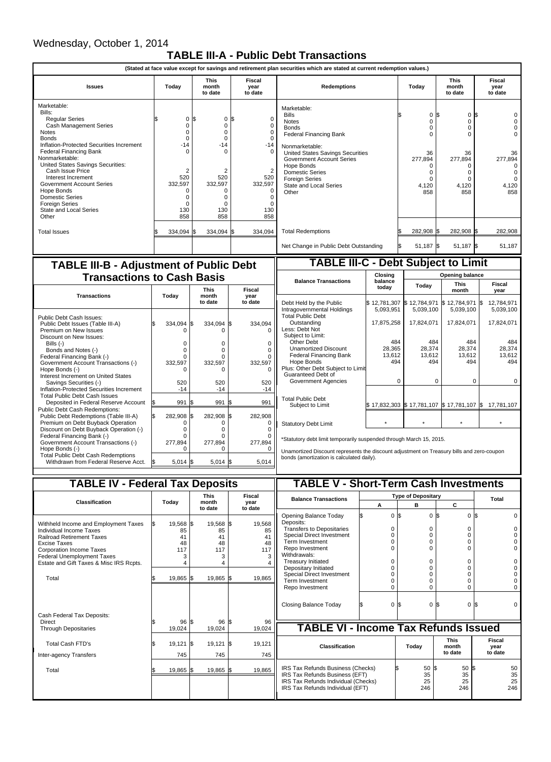Wednesday, October 1, 2014

# TABLE III-A - Public Debt Transactions

(Stated at face value except for savings and retirement plan securities which are stated at current redemption values.)

| Issues | Today | This month to date | Fiscal year to date | Redemptions | Today | This month to date | Fiscal year to date |
|---|---|---|---|---|---|---|---|
| Marketable: | | | | Marketable: | | | |
| Bills: | | | | Bills | $ 0 | $ 0 | $ 0 |
| Regular Series | $ 0 | $ 0 | $ 0 | Notes | 0 | 0 | 0 |
| Cash Management Series | 0 | 0 | 0 | Bonds | 0 | 0 | 0 |
| Notes | 0 | 0 | 0 | Federal Financing Bank | 0 | 0 | 0 |
| Bonds | 0 | 0 | 0 | | | | |
| Inflation-Protected Securities Increment | -14 | -14 | -14 | Nonmarketable: | | | |
| Federal Financing Bank | 0 | 0 | 0 | United States Savings Securities | 36 | 36 | 36 |
| Nonmarketable: | | | | Government Account Series | 277,894 | 277,894 | 277,894 |
| United States Savings Securities: | | | | Hope Bonds | 0 | 0 | 0 |
| Cash Issue Price | 2 | 2 | 2 | Domestic Series | 0 | 0 | 0 |
| Interest Increment | 520 | 520 | 520 | Foreign Series | 0 | 0 | 0 |
| Government Account Series | 332,597 | 332,597 | 332,597 | State and Local Series | 4,120 | 4,120 | 4,120 |
| Hope Bonds | 0 | 0 | 0 | Other | 858 | 858 | 858 |
| Domestic Series | 0 | 0 | 0 | | | | |
| Foreign Series | 0 | 0 | 0 | | | | |
| State and Local Series | 130 | 130 | 130 | | | | |
| Other | 858 | 858 | 858 | | | | |
| Total Issues | $ 334,094 | $ 334,094 | $ 334,094 | Total Redemptions | $ 282,908 | $ 282,908 | $ 282,908 |
| | | | | Net Change in Public Debt Outstanding | $ 51,187 | $ 51,187 | $ 51,187 |

# TABLE III-B - Adjustment of Public Debt Transactions to Cash Basis

| Transactions | Today | This month to date | Fiscal year to date |
|---|---|---|---|
| Public Debt Cash Issues: | | | |
| Public Debt Issues (Table III-A) | $ 334,094 | $ 334,094 | $ 334,094 |
| Premium on New Issues | 0 | 0 | 0 |
| Discount on New Issues: | | | |
| Bills (-) | 0 | 0 | 0 |
| Bonds and Notes (-) | 0 | 0 | 0 |
| Federal Financing Bank (-) | 0 | 0 | 0 |
| Government Account Transactions (-) | 332,597 | 332,597 | 332,597 |
| Hope Bonds (-) | 0 | 0 | 0 |
| Interest Increment on United States Savings Securities (-) | 520 | 520 | 520 |
| Inflation-Protected Securities Increment | -14 | -14 | -14 |
| Total Public Debt Cash Issues Deposited in Federal Reserve Account | $ 991 | $ 991 | $ 991 |
| Public Debt Cash Redemptions: | | | |
| Public Debt Redemptions (Table III-A) | $ 282,908 | $ 282,908 | $ 282,908 |
| Premium on Debt Buyback Operation | 0 | 0 | 0 |
| Discount on Debt Buyback Operation (-) | 0 | 0 | 0 |
| Federal Financing Bank (-) | 0 | 0 | 0 |
| Government Account Transactions (-) | 277,894 | 277,894 | 277,894 |
| Hope Bonds (-) | 0 | 0 | 0 |
| Total Public Debt Cash Redemptions Withdrawn from Federal Reserve Acct. | $ 5,014 | $ 5,014 | $ 5,014 |

# TABLE III-C - Debt Subject to Limit

| Balance Transactions | Closing balance today | Opening balance Today | Opening balance This month | Opening balance Fiscal year |
|---|---|---|---|---|
| Debt Held by the Public | $ 12,781,307 | $ 12,784,971 | $ 12,784,971 | $ 12,784,971 |
| Intragovernmental Holdings | 5,093,951 | 5,039,100 | 5,039,100 | 5,039,100 |
| Total Public Debt Outstanding | 17,875,258 | 17,824,071 | 17,824,071 | 17,824,071 |
| Less: Debt Not Subject to Limit: | | | | |
| Other Debt | 484 | 484 | 484 | 484 |
| Unamortized Discount | 28,365 | 28,374 | 28,374 | 28,374 |
| Federal Financing Bank | 13,612 | 13,612 | 13,612 | 13,612 |
| Hope Bonds | 494 | 494 | 494 | 494 |
| Plus: Other Debt Subject to Limit | | | | |
| Guaranteed Debt of Government Agencies | 0 | 0 | 0 | 0 |
| Total Public Debt Subject to Limit | $ 17,832,303 | $ 17,781,107 | $ 17,781,107 | $ 17,781,107 |
| Statutory Debt Limit | * | * | * | * |

*Statutory debt limit temporarily suspended through March 15, 2015.

Unamortized Discount represents the discount adjustment on Treasury bills and zero-coupon bonds (amortization is calculated daily).

# TABLE IV - Federal Tax Deposits

| Classification | Today | This month to date | Fiscal year to date |
|---|---|---|---|
| Withheld Income and Employment Taxes | $ 19,568 | $ 19,568 | $ 19,568 |
| Individual Income Taxes | 85 | 85 | 85 |
| Railroad Retirement Taxes | 41 | 41 | 41 |
| Excise Taxes | 48 | 48 | 48 |
| Corporation Income Taxes | 117 | 117 | 117 |
| Federal Unemployment Taxes | 3 | 3 | 3 |
| Estate and Gift Taxes & Misc IRS Rcpts. | 4 | 4 | 4 |
| Total | $ 19,865 | $ 19,865 | $ 19,865 |
| Cash Federal Tax Deposits: | | | |
| Direct | $ 96 | $ 96 | $ 96 |
| Through Depositaries | 19,024 | 19,024 | 19,024 |
| Total Cash FTD's | $ 19,121 | $ 19,121 | $ 19,121 |
| Inter-agency Transfers | 745 | 745 | 745 |
| Total | $ 19,865 | $ 19,865 | $ 19,865 |

# TABLE V - Short-Term Cash Investments

| Balance Transactions | Type of Depositary A | Type of Depositary B | Type of Depositary C | Total |
|---|---|---|---|---|
| Opening Balance Today | $ 0 | $ 0 | $ 0 | $ 0 |
| Deposits: | | | | |
| Transfers to Depositaries | 0 | 0 | 0 | 0 |
| Special Direct Investment | 0 | 0 | 0 | 0 |
| Term Investment | 0 | 0 | 0 | 0 |
| Repo Investment | 0 | 0 | 0 | 0 |
| Withdrawals: | | | | |
| Treasury Initiated | 0 | 0 | 0 | 0 |
| Depositary Initiated | 0 | 0 | 0 | 0 |
| Special Direct Investment | 0 | 0 | 0 | 0 |
| Term Investment | 0 | 0 | 0 | 0 |
| Repo Investment | 0 | 0 | 0 | 0 |
| Closing Balance Today | $ 0 | $ 0 | $ 0 | $ 0 |

# TABLE VI - Income Tax Refunds Issued

| Classification | Today | This month to date | Fiscal year to date |
|---|---|---|---|
| IRS Tax Refunds Business (Checks) | $ 50 | $ 50 | $ 50 |
| IRS Tax Refunds Business (EFT) | 35 | 35 | 35 |
| IRS Tax Refunds Individual (Checks) | 25 | 25 | 25 |
| IRS Tax Refunds Individual (EFT) | 246 | 246 | 246 |